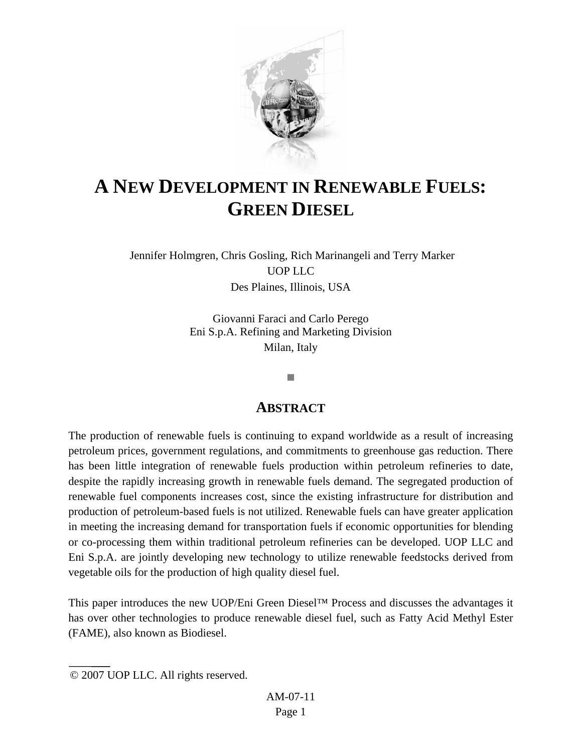# A NEW DEVELOPMENT IN RENEWABLE FUELS: GREEN DIESEL

Jennifer Holmgren, Chris Gosling, Rich Marinangeli and Terry Marker
UOP LLC
Des Plaines, Illinois, USA

Giovanni Faraci and Carlo Perego
Eni S.p.A. Refining and Marketing Division
Milan, Italy

■

## ABSTRACT

The production of renewable fuels is continuing to expand worldwide as a result of increasing petroleum prices, government regulations, and commitments to greenhouse gas reduction. There has been little integration of renewable fuels production within petroleum refineries to date, despite the rapidly increasing growth in renewable fuels demand. The segregated production of renewable fuel components increases cost, since the existing infrastructure for distribution and production of petroleum-based fuels is not utilized. Renewable fuels can have greater application in meeting the increasing demand for transportation fuels if economic opportunities for blending or co-processing them within traditional petroleum refineries can be developed. UOP LLC and Eni S.p.A. are jointly developing new technology to utilize renewable feedstocks derived from vegetable oils for the production of high quality diesel fuel.

This paper introduces the new UOP/Eni Green Diesel™ Process and discusses the advantages it has over other technologies to produce renewable diesel fuel, such as Fatty Acid Methyl Ester (FAME), also known as Biodiesel.

© 2007 UOP LLC. All rights reserved.

AM-07-11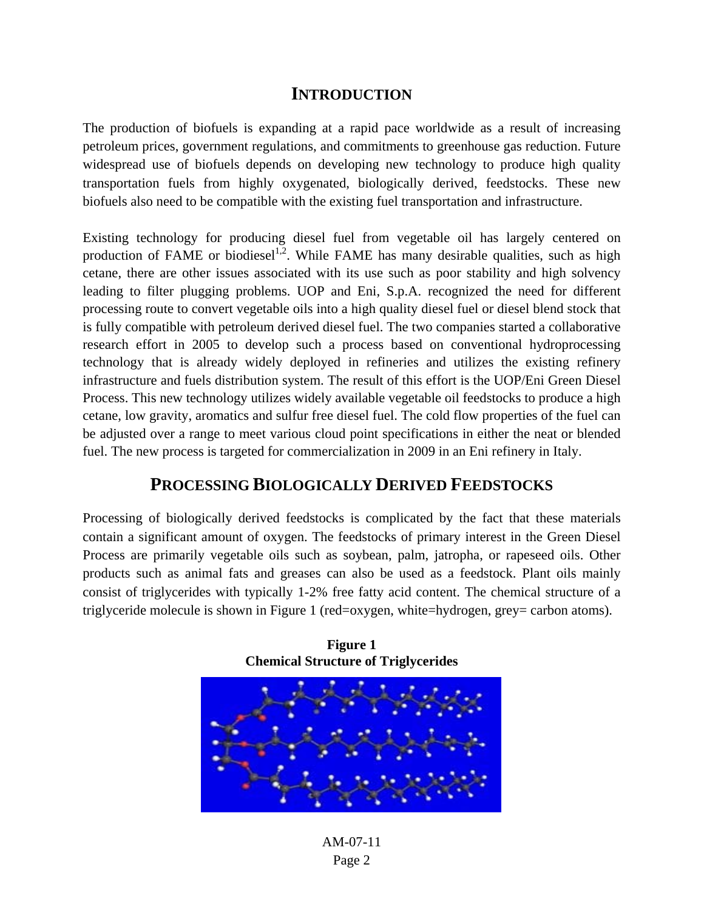## INTRODUCTION

The production of biofuels is expanding at a rapid pace worldwide as a result of increasing petroleum prices, government regulations, and commitments to greenhouse gas reduction. Future widespread use of biofuels depends on developing new technology to produce high quality transportation fuels from highly oxygenated, biologically derived, feedstocks. These new biofuels also need to be compatible with the existing fuel transportation and infrastructure.

Existing technology for producing diesel fuel from vegetable oil has largely centered on production of FAME or biodiesel[1,2]. While FAME has many desirable qualities, such as high cetane, there are other issues associated with its use such as poor stability and high solvency leading to filter plugging problems. UOP and Eni, S.p.A. recognized the need for different processing route to convert vegetable oils into a high quality diesel fuel or diesel blend stock that is fully compatible with petroleum derived diesel fuel. The two companies started a collaborative research effort in 2005 to develop such a process based on conventional hydroprocessing technology that is already widely deployed in refineries and utilizes the existing refinery infrastructure and fuels distribution system. The result of this effort is the UOP/Eni Green Diesel Process. This new technology utilizes widely available vegetable oil feedstocks to produce a high cetane, low gravity, aromatics and sulfur free diesel fuel. The cold flow properties of the fuel can be adjusted over a range to meet various cloud point specifications in either the neat or blended fuel. The new process is targeted for commercialization in 2009 in an Eni refinery in Italy.

## PROCESSING BIOLOGICALLY DERIVED FEEDSTOCKS

Processing of biologically derived feedstocks is complicated by the fact that these materials contain a significant amount of oxygen. The feedstocks of primary interest in the Green Diesel Process are primarily vegetable oils such as soybean, palm, jatropha, or rapeseed oils. Other products such as animal fats and greases can also be used as a feedstock. Plant oils mainly consist of triglycerides with typically 1-2% free fatty acid content. The chemical structure of a triglyceride molecule is shown in Figure 1 (red=oxygen, white=hydrogen, grey= carbon atoms).

**Figure 1**
**Chemical Structure of Triglycerides**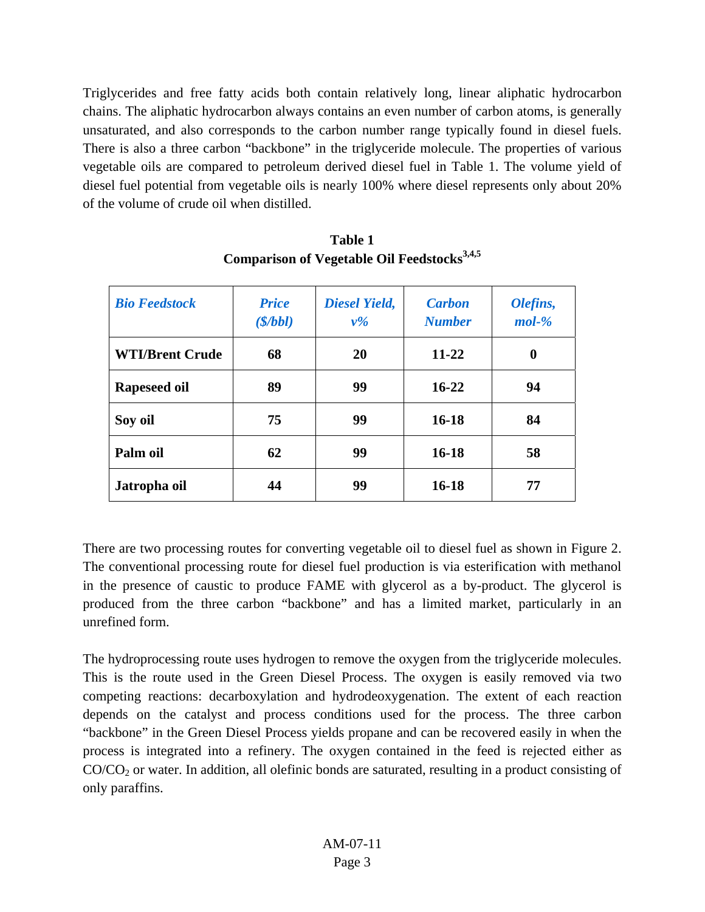Triglycerides and free fatty acids both contain relatively long, linear aliphatic hydrocarbon chains. The aliphatic hydrocarbon always contains an even number of carbon atoms, is generally unsaturated, and also corresponds to the carbon number range typically found in diesel fuels. There is also a three carbon "backbone" in the triglyceride molecule. The properties of various vegetable oils are compared to petroleum derived diesel fuel in Table 1. The volume yield of diesel fuel potential from vegetable oils is nearly 100% where diesel represents only about 20% of the volume of crude oil when distilled.

**Table 1**
**Comparison of Vegetable Oil Feedstocks[3,4,5]**

| *Bio Feedstock* | *Price ($/bbl)* | *Diesel Yield, v%* | *Carbon Number* | *Olefins, mol-%* |
|---|---|---|---|---|
| **WTI/Brent Crude** | **68** | **20** | **11-22** | **0** |
| **Rapeseed oil** | **89** | **99** | **16-22** | **94** |
| **Soy oil** | **75** | **99** | **16-18** | **84** |
| **Palm oil** | **62** | **99** | **16-18** | **58** |
| **Jatropha oil** | **44** | **99** | **16-18** | **77** |

There are two processing routes for converting vegetable oil to diesel fuel as shown in Figure 2. The conventional processing route for diesel fuel production is via esterification with methanol in the presence of caustic to produce FAME with glycerol as a by-product. The glycerol is produced from the three carbon "backbone" and has a limited market, particularly in an unrefined form.

The hydroprocessing route uses hydrogen to remove the oxygen from the triglyceride molecules. This is the route used in the Green Diesel Process. The oxygen is easily removed via two competing reactions: decarboxylation and hydrodeoxygenation. The extent of each reaction depends on the catalyst and process conditions used for the process. The three carbon "backbone" in the Green Diesel Process yields propane and can be recovered easily in when the process is integrated into a refinery. The oxygen contained in the feed is rejected either as $CO/CO_2$ or water. In addition, all olefinic bonds are saturated, resulting in a product consisting of only paraffins.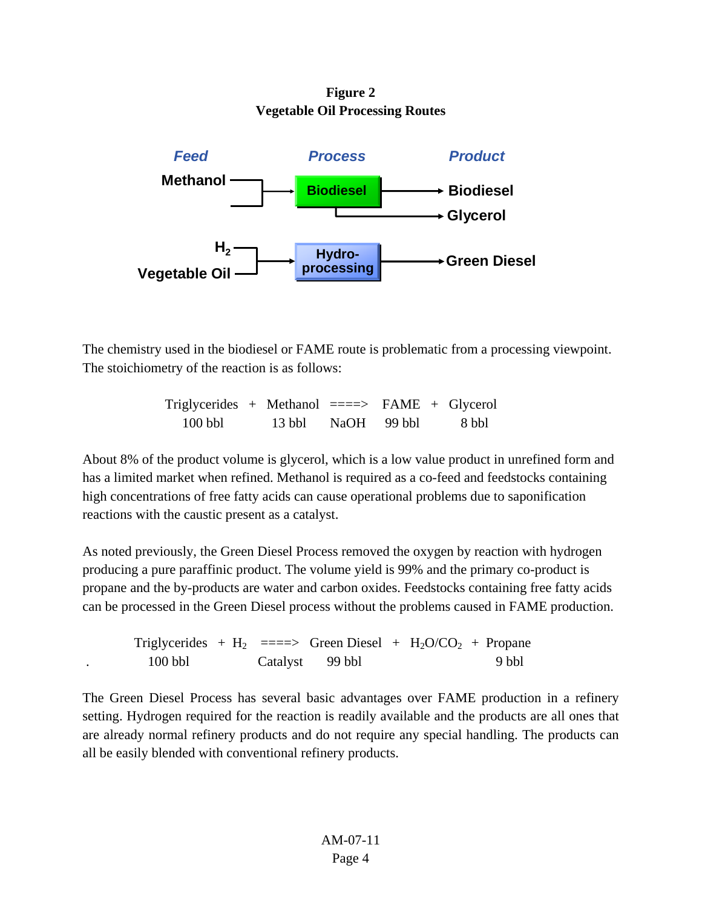**Figure 2**
**Vegetable Oil Processing Routes**

| *Feed* | *Process* | *Product* |
|---|---|---|
| Methanol, Vegetable Oil | Biodiesel | Biodiesel, Glycerol |
| $H_2$, Vegetable Oil | Hydro-processing | Green Diesel |

The chemistry used in the biodiesel or FAME route is problematic from a processing viewpoint. The stoichiometry of the reaction is as follows:

| Triglycerides | + | Methanol | ====> | FAME | + | Glycerol |
|---|---|---|---|---|---|---|
| 100 bbl | | 13 bbl | NaOH | 99 bbl | | 8 bbl |

About 8% of the product volume is glycerol, which is a low value product in unrefined form and has a limited market when refined. Methanol is required as a co-feed and feedstocks containing high concentrations of free fatty acids can cause operational problems due to saponification reactions with the caustic present as a catalyst.

As noted previously, the Green Diesel Process removed the oxygen by reaction with hydrogen producing a pure paraffinic product. The volume yield is 99% and the primary co-product is propane and the by-products are water and carbon oxides. Feedstocks containing free fatty acids can be processed in the Green Diesel process without the problems caused in FAME production.

| Triglycerides | + | $H_2$ | ====> | Green Diesel | + | $H_2O/CO_2$ | + | Propane |
|---|---|---|---|---|---|---|---|---|
| 100 bbl | | | Catalyst | 99 bbl | | | | 9 bbl |

The Green Diesel Process has several basic advantages over FAME production in a refinery setting. Hydrogen required for the reaction is readily available and the products are all ones that are already normal refinery products and do not require any special handling. The products can all be easily blended with conventional refinery products.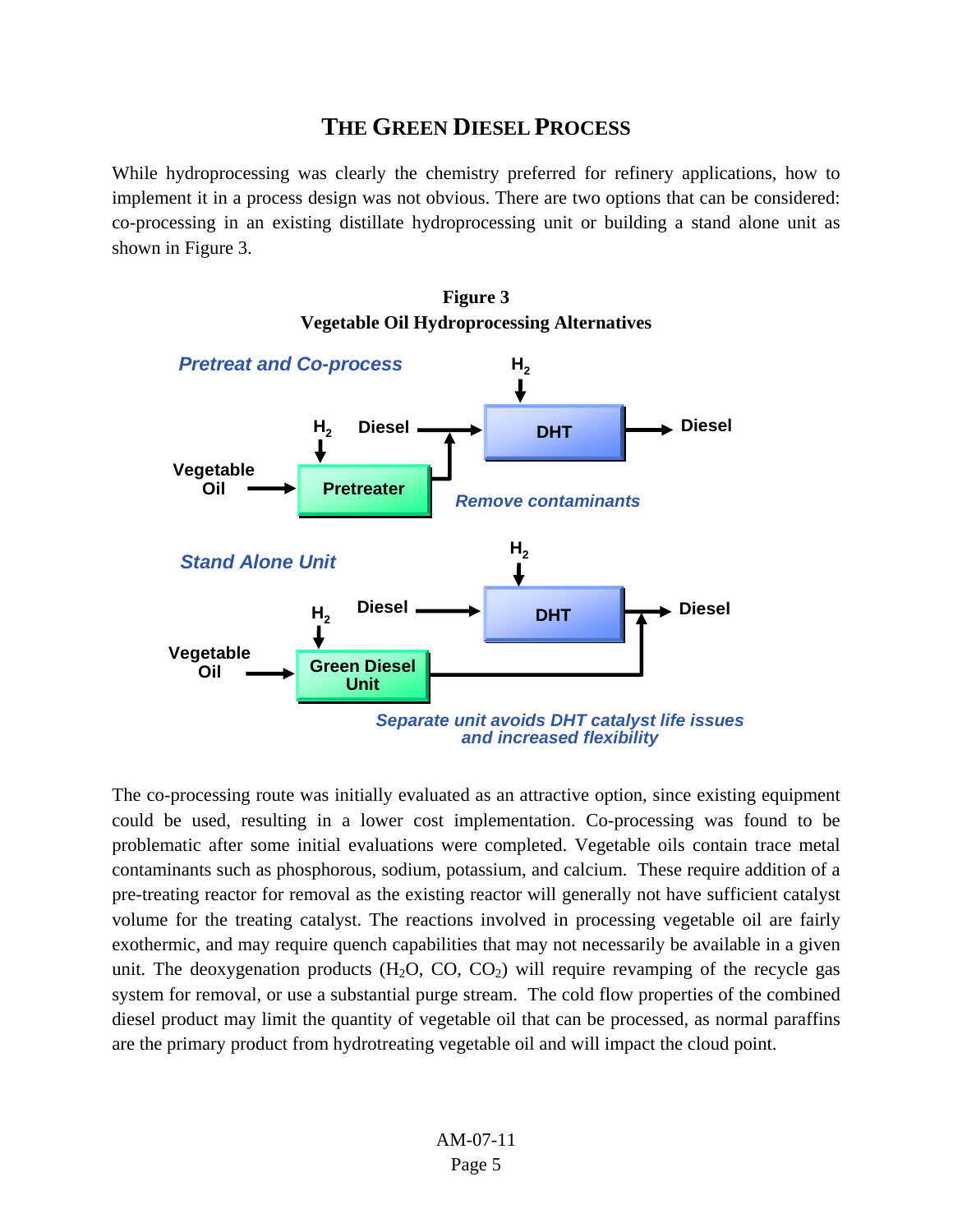## THE GREEN DIESEL PROCESS

While hydroprocessing was clearly the chemistry preferred for refinery applications, how to implement it in a process design was not obvious. There are two options that can be considered: co-processing in an existing distillate hydroprocessing unit or building a stand alone unit as shown in Figure 3.

**Figure 3**
**Vegetable Oil Hydroprocessing Alternatives**

*Pretreat and Co-process*

$H_2$ → Pretreater; Vegetable Oil → Pretreater → DHT; Diesel → DHT; $H_2$ → DHT; DHT → Diesel

*Remove contaminants*

*Stand Alone Unit*

$H_2$ → Green Diesel Unit; Vegetable Oil → Green Diesel Unit → Diesel; Diesel → DHT; $H_2$ → DHT; DHT → Diesel

*Separate unit avoids DHT catalyst life issues and increased flexibility*

The co-processing route was initially evaluated as an attractive option, since existing equipment could be used, resulting in a lower cost implementation. Co-processing was found to be problematic after some initial evaluations were completed. Vegetable oils contain trace metal contaminants such as phosphorous, sodium, potassium, and calcium. These require addition of a pre-treating reactor for removal as the existing reactor will generally not have sufficient catalyst volume for the treating catalyst. The reactions involved in processing vegetable oil are fairly exothermic, and may require quench capabilities that may not necessarily be available in a given unit. The deoxygenation products ($H_2O$, CO, $CO_2$) will require revamping of the recycle gas system for removal, or use a substantial purge stream. The cold flow properties of the combined diesel product may limit the quantity of vegetable oil that can be processed, as normal paraffins are the primary product from hydrotreating vegetable oil and will impact the cloud point.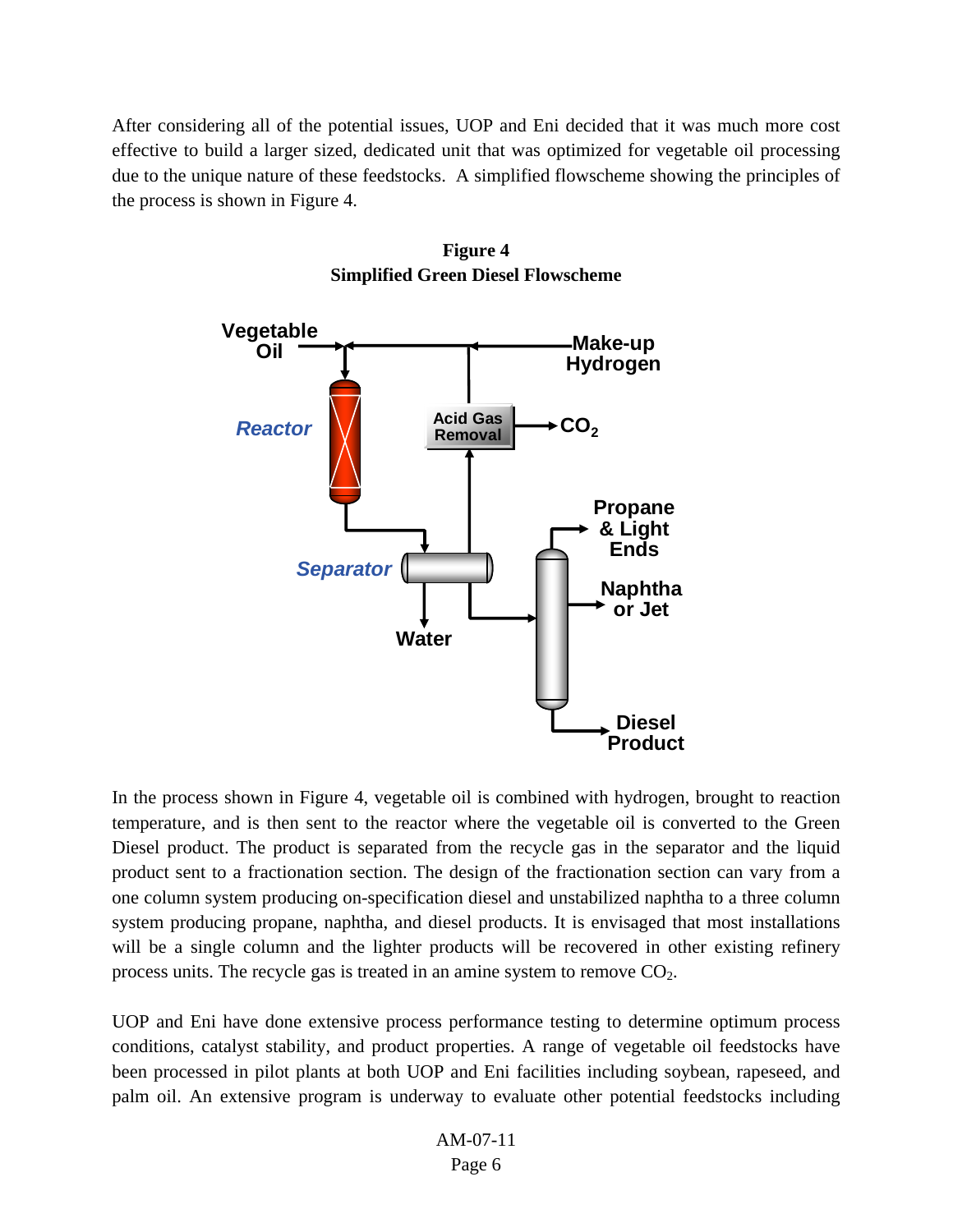After considering all of the potential issues, UOP and Eni decided that it was much more cost effective to build a larger sized, dedicated unit that was optimized for vegetable oil processing due to the unique nature of these feedstocks. A simplified flowscheme showing the principles of the process is shown in Figure 4.

**Figure 4**
**Simplified Green Diesel Flowscheme**

In the process shown in Figure 4, vegetable oil is combined with hydrogen, brought to reaction temperature, and is then sent to the reactor where the vegetable oil is converted to the Green Diesel product. The product is separated from the recycle gas in the separator and the liquid product sent to a fractionation section. The design of the fractionation section can vary from a one column system producing on-specification diesel and unstabilized naphtha to a three column system producing propane, naphtha, and diesel products. It is envisaged that most installations will be a single column and the lighter products will be recovered in other existing refinery process units. The recycle gas is treated in an amine system to remove $CO_2$.

UOP and Eni have done extensive process performance testing to determine optimum process conditions, catalyst stability, and product properties. A range of vegetable oil feedstocks have been processed in pilot plants at both UOP and Eni facilities including soybean, rapeseed, and palm oil. An extensive program is underway to evaluate other potential feedstocks including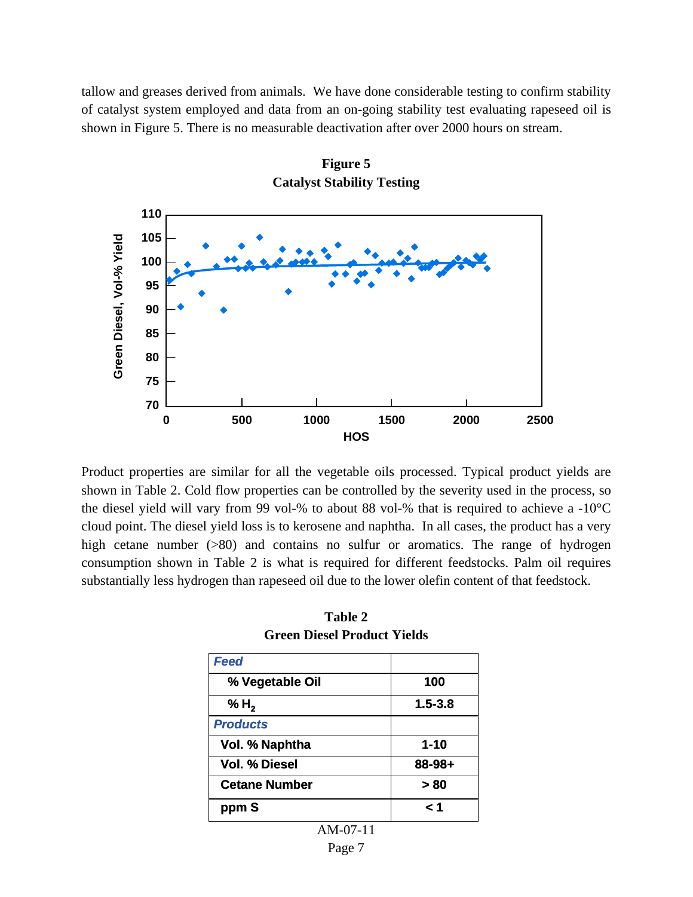tallow and greases derived from animals. We have done considerable testing to confirm stability of catalyst system employed and data from an on-going stability test evaluating rapeseed oil is shown in Figure 5. There is no measurable deactivation after over 2000 hours on stream.

**Figure 5**
**Catalyst Stability Testing**

Product properties are similar for all the vegetable oils processed. Typical product yields are shown in Table 2. Cold flow properties can be controlled by the severity used in the process, so the diesel yield will vary from 99 vol-% to about 88 vol-% that is required to achieve a -10°C cloud point. The diesel yield loss is to kerosene and naphtha. In all cases, the product has a very high cetane number (>80) and contains no sulfur or aromatics. The range of hydrogen consumption shown in Table 2 is what is required for different feedstocks. Palm oil requires substantially less hydrogen than rapeseed oil due to the lower olefin content of that feedstock.

**Table 2**
**Green Diesel Product Yields**

| *Feed* | |
|---|---|
| % Vegetable Oil | 100 |
| % $H_2$ | 1.5-3.8 |
| *Products* | |
| Vol. % Naphtha | 1-10 |
| Vol. % Diesel | 88-98+ |
| Cetane Number | > 80 |
| ppm S | < 1 |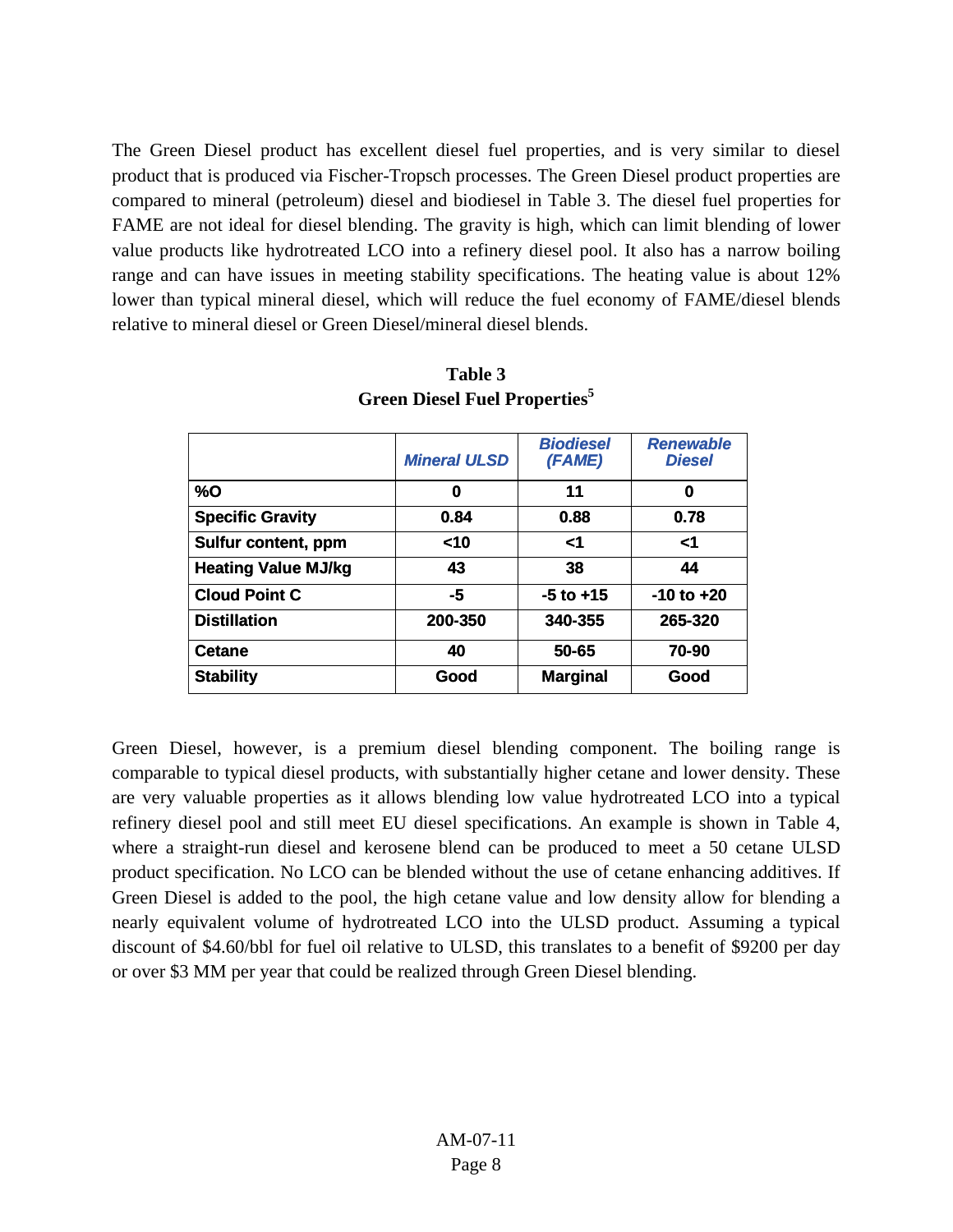The Green Diesel product has excellent diesel fuel properties, and is very similar to diesel product that is produced via Fischer-Tropsch processes. The Green Diesel product properties are compared to mineral (petroleum) diesel and biodiesel in Table 3. The diesel fuel properties for FAME are not ideal for diesel blending. The gravity is high, which can limit blending of lower value products like hydrotreated LCO into a refinery diesel pool. It also has a narrow boiling range and can have issues in meeting stability specifications. The heating value is about 12% lower than typical mineral diesel, which will reduce the fuel economy of FAME/diesel blends relative to mineral diesel or Green Diesel/mineral diesel blends.

**Table 3**
**Green Diesel Fuel Properties[5]**

| | *Mineral ULSD* | *Biodiesel (FAME)* | *Renewable Diesel* |
|---|---|---|---|
| **%O** | **0** | **11** | **0** |
| **Specific Gravity** | **0.84** | **0.88** | **0.78** |
| **Sulfur content, ppm** | **<10** | **<1** | **<1** |
| **Heating Value MJ/kg** | **43** | **38** | **44** |
| **Cloud Point C** | **-5** | **-5 to +15** | **-10 to +20** |
| **Distillation** | **200-350** | **340-355** | **265-320** |
| **Cetane** | **40** | **50-65** | **70-90** |
| **Stability** | **Good** | **Marginal** | **Good** |

Green Diesel, however, is a premium diesel blending component. The boiling range is comparable to typical diesel products, with substantially higher cetane and lower density. These are very valuable properties as it allows blending low value hydrotreated LCO into a typical refinery diesel pool and still meet EU diesel specifications. An example is shown in Table 4, where a straight-run diesel and kerosene blend can be produced to meet a 50 cetane ULSD product specification. No LCO can be blended without the use of cetane enhancing additives. If Green Diesel is added to the pool, the high cetane value and low density allow for blending a nearly equivalent volume of hydrotreated LCO into the ULSD product. Assuming a typical discount of $4.60/bbl for fuel oil relative to ULSD, this translates to a benefit of $9200 per day or over $3 MM per year that could be realized through Green Diesel blending.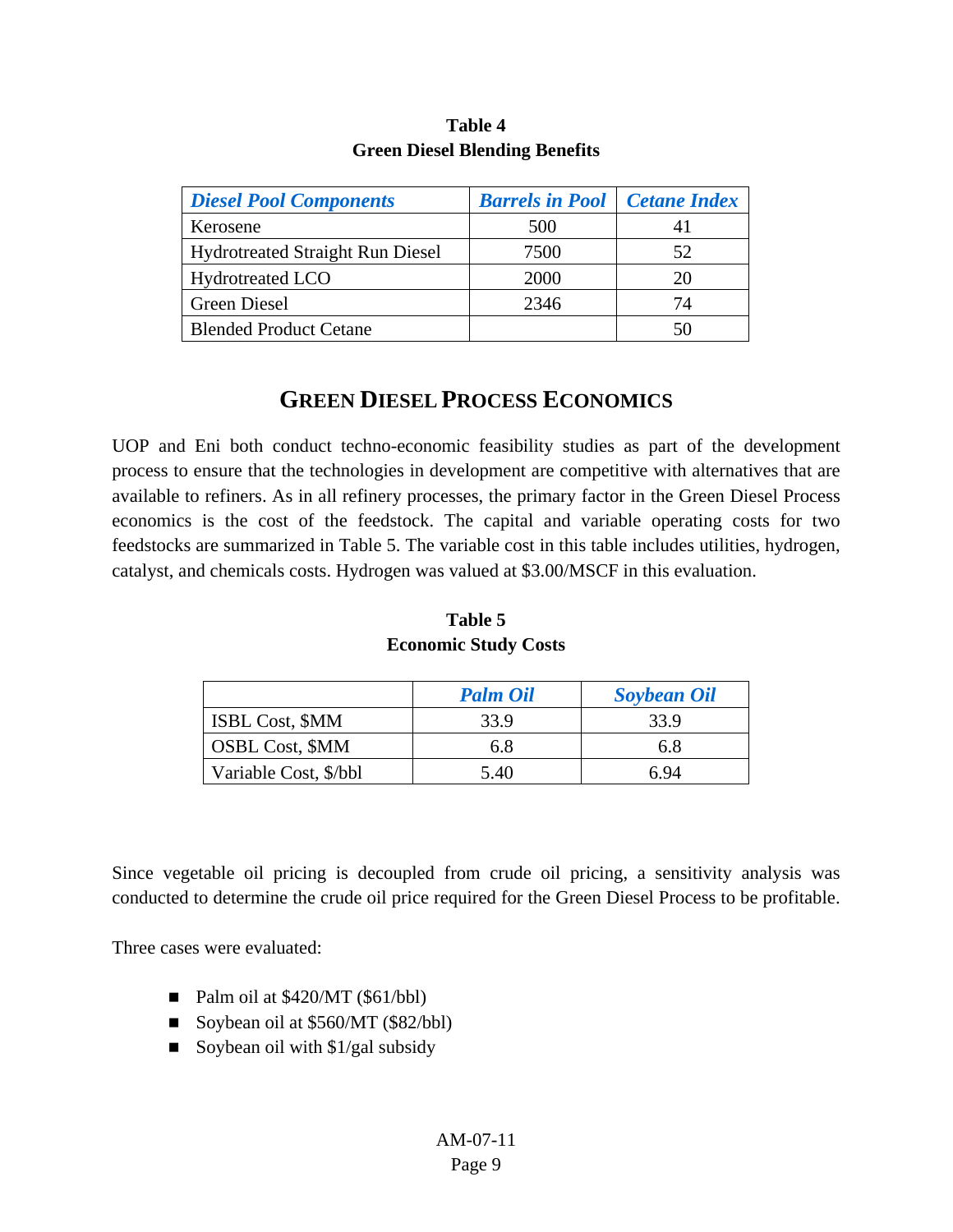**Table 4**
**Green Diesel Blending Benefits**

| *Diesel Pool Components* | *Barrels in Pool* | *Cetane Index* |
|---|---|---|
| Kerosene | 500 | 41 |
| Hydrotreated Straight Run Diesel | 7500 | 52 |
| Hydrotreated LCO | 2000 | 20 |
| Green Diesel | 2346 | 74 |
| Blended Product Cetane | | 50 |

## GREEN DIESEL PROCESS ECONOMICS

UOP and Eni both conduct techno-economic feasibility studies as part of the development process to ensure that the technologies in development are competitive with alternatives that are available to refiners. As in all refinery processes, the primary factor in the Green Diesel Process economics is the cost of the feedstock. The capital and variable operating costs for two feedstocks are summarized in Table 5. The variable cost in this table includes utilities, hydrogen, catalyst, and chemicals costs. Hydrogen was valued at $3.00/MSCF in this evaluation.

**Table 5**
**Economic Study Costs**

| | *Palm Oil* | *Soybean Oil* |
|---|---|---|
| ISBL Cost, $MM | 33.9 | 33.9 |
| OSBL Cost, $MM | 6.8 | 6.8 |
| Variable Cost, $/bbl | 5.40 | 6.94 |

Since vegetable oil pricing is decoupled from crude oil pricing, a sensitivity analysis was conducted to determine the crude oil price required for the Green Diesel Process to be profitable.

Three cases were evaluated:

- Palm oil at $420/MT ($61/bbl)
- Soybean oil at $560/MT ($82/bbl)
- Soybean oil with $1/gal subsidy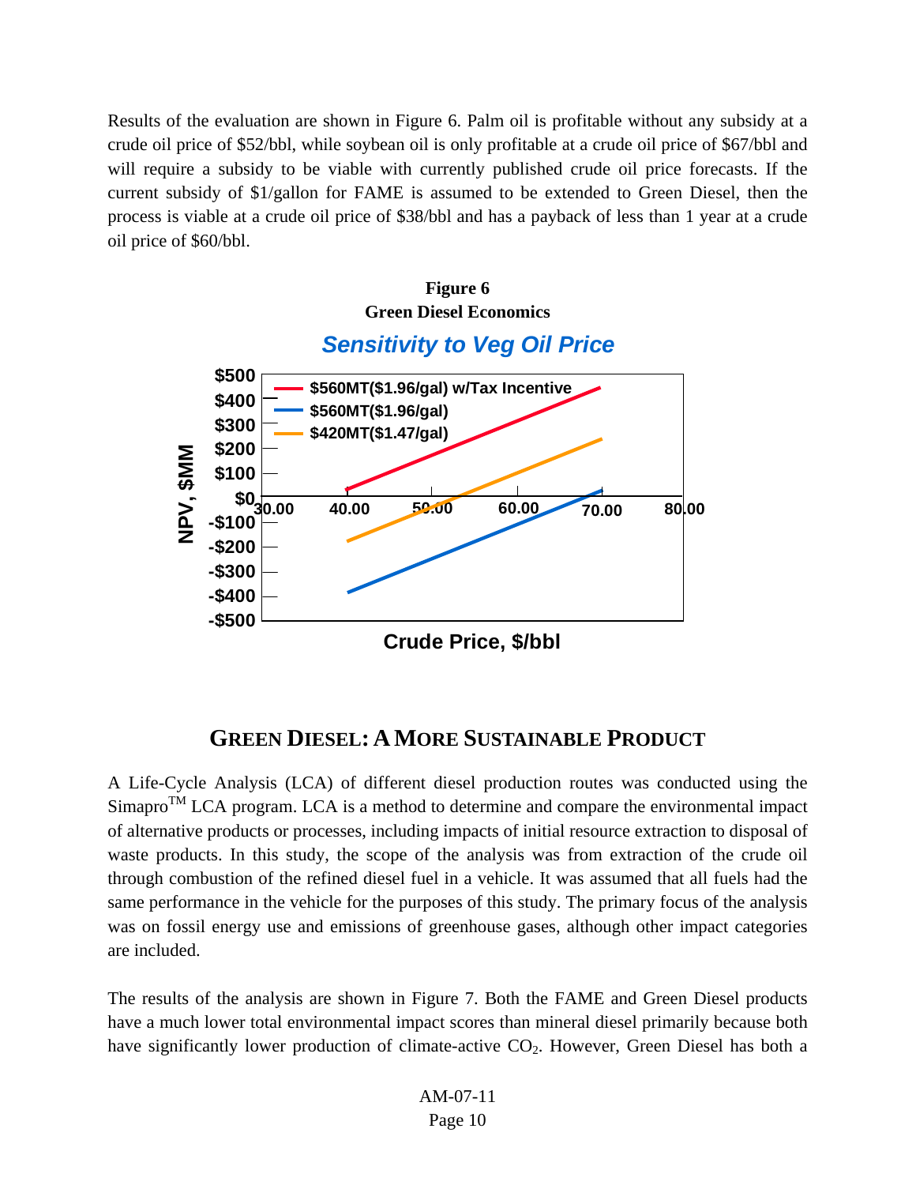Results of the evaluation are shown in Figure 6. Palm oil is profitable without any subsidy at a crude oil price of \$52/bbl, while soybean oil is only profitable at a crude oil price of \$67/bbl and will require a subsidy to be viable with currently published crude oil price forecasts. If the current subsidy of \$1/gallon for FAME is assumed to be extended to Green Diesel, then the process is viable at a crude oil price of \$38/bbl and has a payback of less than 1 year at a crude oil price of \$60/bbl.

**Figure 6**
**Green Diesel Economics**

*Sensitivity to Veg Oil Price*

- \$560MT(\$1.96/gal) w/Tax Incentive
- \$560MT(\$1.96/gal)
- \$420MT(\$1.47/gal)

NPV, \$MM vs. Crude Price, \$/bbl

## GREEN DIESEL: A MORE SUSTAINABLE PRODUCT

A Life-Cycle Analysis (LCA) of different diesel production routes was conducted using the Simapro™ LCA program. LCA is a method to determine and compare the environmental impact of alternative products or processes, including impacts of initial resource extraction to disposal of waste products. In this study, the scope of the analysis was from extraction of the crude oil through combustion of the refined diesel fuel in a vehicle. It was assumed that all fuels had the same performance in the vehicle for the purposes of this study. The primary focus of the analysis was on fossil energy use and emissions of greenhouse gases, although other impact categories are included.

The results of the analysis are shown in Figure 7. Both the FAME and Green Diesel products have a much lower total environmental impact scores than mineral diesel primarily because both have significantly lower production of climate-active $CO_2$. However, Green Diesel has both a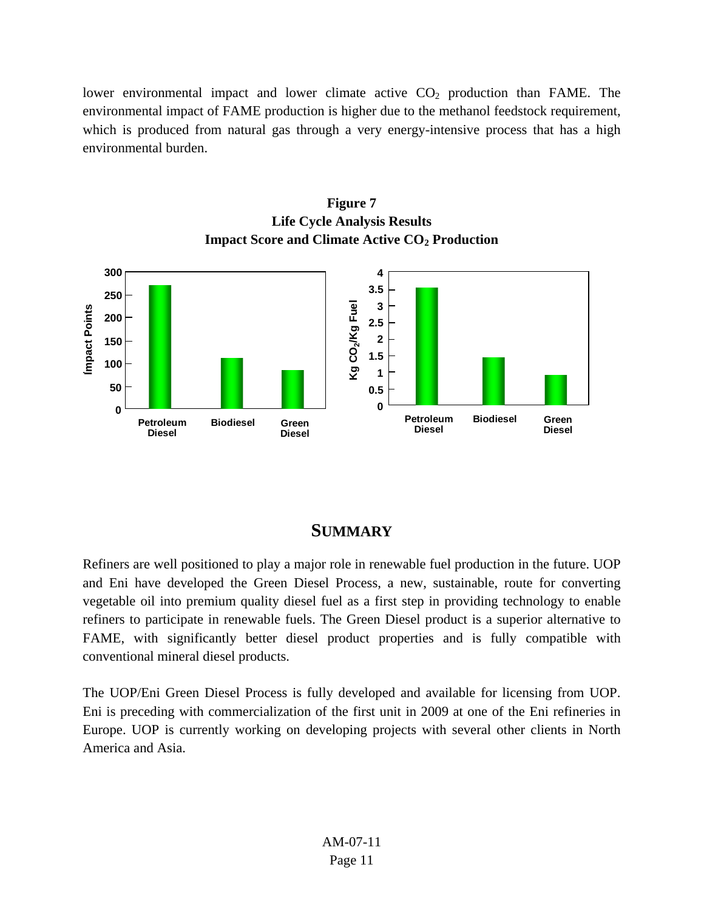lower environmental impact and lower climate active $CO_2$ production than FAME. The environmental impact of FAME production is higher due to the methanol feedstock requirement, which is produced from natural gas through a very energy-intensive process that has a high environmental burden.

**Figure 7**
**Life Cycle Analysis Results**
**Impact Score and Climate Active $CO_2$ Production**

## SUMMARY

Refiners are well positioned to play a major role in renewable fuel production in the future. UOP and Eni have developed the Green Diesel Process, a new, sustainable, route for converting vegetable oil into premium quality diesel fuel as a first step in providing technology to enable refiners to participate in renewable fuels. The Green Diesel product is a superior alternative to FAME, with significantly better diesel product properties and is fully compatible with conventional mineral diesel products.

The UOP/Eni Green Diesel Process is fully developed and available for licensing from UOP. Eni is preceding with commercialization of the first unit in 2009 at one of the Eni refineries in Europe. UOP is currently working on developing projects with several other clients in North America and Asia.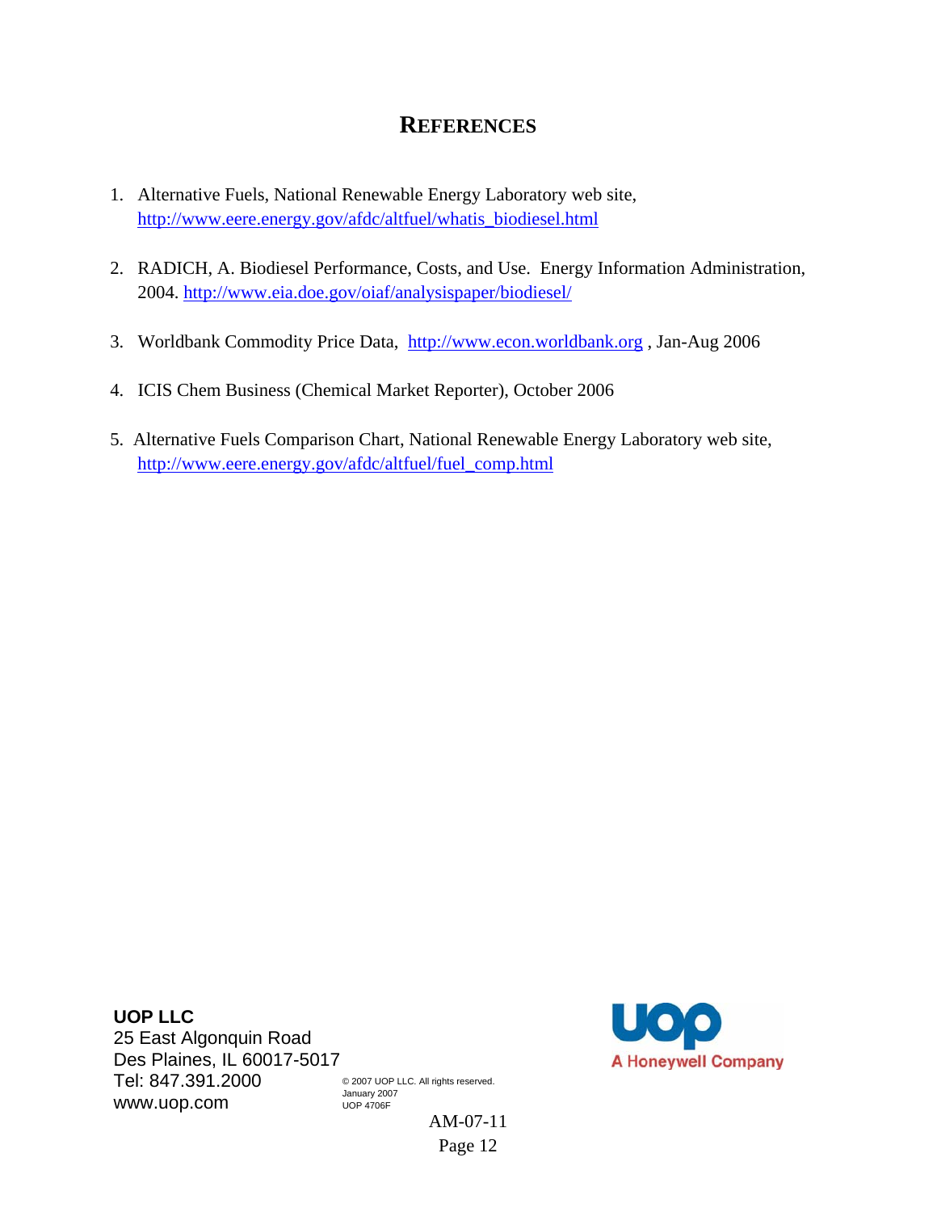# REFERENCES

1. Alternative Fuels, National Renewable Energy Laboratory web site, http://www.eere.energy.gov/afdc/altfuel/whatis_biodiesel.html

2. RADICH, A. Biodiesel Performance, Costs, and Use. Energy Information Administration, 2004. http://www.eia.doe.gov/oiaf/analysispaper/biodiesel/

3. Worldbank Commodity Price Data, http://www.econ.worldbank.org , Jan-Aug 2006

4. ICIS Chem Business (Chemical Market Reporter), October 2006

5. Alternative Fuels Comparison Chart, National Renewable Energy Laboratory web site, http://www.eere.energy.gov/afdc/altfuel/fuel_comp.html

**UOP LLC**
25 East Algonquin Road
Des Plaines, IL 60017-5017
Tel: 847.391.2000
www.uop.com

© 2007 UOP LLC. All rights reserved.
January 2007
UOP 4706F

uop
A Honeywell Company

AM-07-11